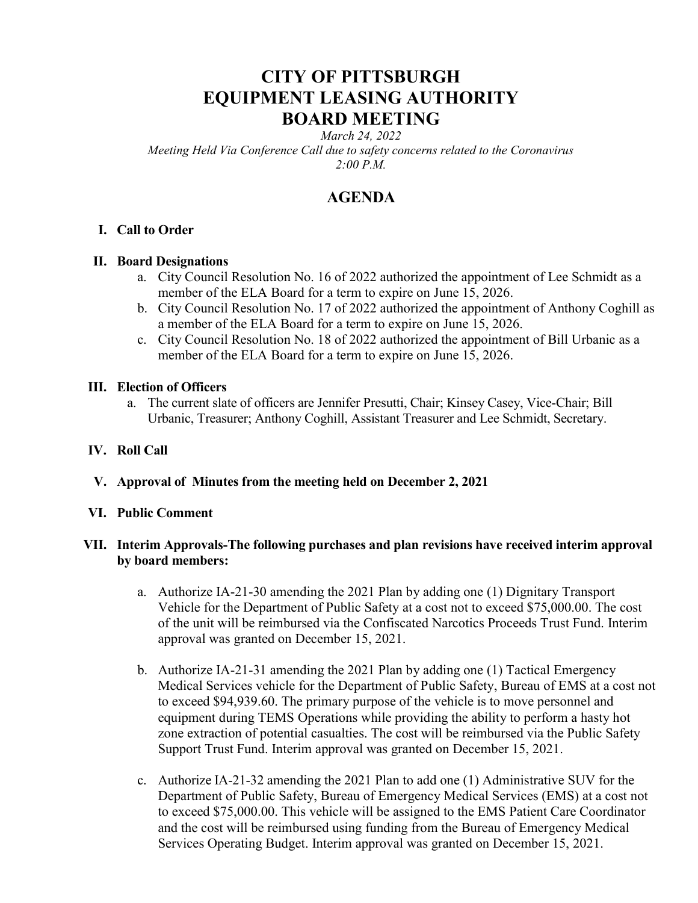# CITY OF PITTSBURGH
# EQUIPMENT LEASING AUTHORITY
# BOARD MEETING

*March 24, 2022*
*Meeting Held Via Conference Call due to safety concerns related to the Coronavirus*
*2:00 P.M.*

## AGENDA

**I. Call to Order**

**II. Board Designations**

a. City Council Resolution No. 16 of 2022 authorized the appointment of Lee Schmidt as a member of the ELA Board for a term to expire on June 15, 2026.

b. City Council Resolution No. 17 of 2022 authorized the appointment of Anthony Coghill as a member of the ELA Board for a term to expire on June 15, 2026.

c. City Council Resolution No. 18 of 2022 authorized the appointment of Bill Urbanic as a member of the ELA Board for a term to expire on June 15, 2026.

**III. Election of Officers**

a. The current slate of officers are Jennifer Presutti, Chair; Kinsey Casey, Vice-Chair; Bill Urbanic, Treasurer; Anthony Coghill, Assistant Treasurer and Lee Schmidt, Secretary.

**IV. Roll Call**

**V. Approval of Minutes from the meeting held on December 2, 2021**

**VI. Public Comment**

**VII. Interim Approvals-The following purchases and plan revisions have received interim approval by board members:**

a. Authorize IA-21-30 amending the 2021 Plan by adding one (1) Dignitary Transport Vehicle for the Department of Public Safety at a cost not to exceed $75,000.00. The cost of the unit will be reimbursed via the Confiscated Narcotics Proceeds Trust Fund. Interim approval was granted on December 15, 2021.

b. Authorize IA-21-31 amending the 2021 Plan by adding one (1) Tactical Emergency Medical Services vehicle for the Department of Public Safety, Bureau of EMS at a cost not to exceed $94,939.60. The primary purpose of the vehicle is to move personnel and equipment during TEMS Operations while providing the ability to perform a hasty hot zone extraction of potential casualties. The cost will be reimbursed via the Public Safety Support Trust Fund. Interim approval was granted on December 15, 2021.

c. Authorize IA-21-32 amending the 2021 Plan to add one (1) Administrative SUV for the Department of Public Safety, Bureau of Emergency Medical Services (EMS) at a cost not to exceed $75,000.00. This vehicle will be assigned to the EMS Patient Care Coordinator and the cost will be reimbursed using funding from the Bureau of Emergency Medical Services Operating Budget. Interim approval was granted on December 15, 2021.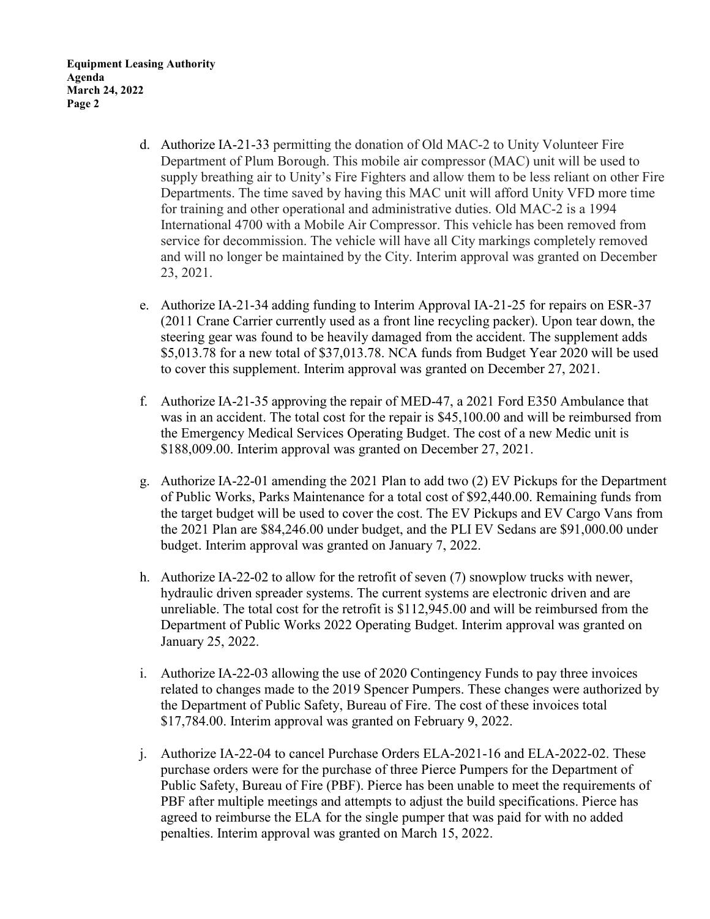d. Authorize IA-21-33 permitting the donation of Old MAC-2 to Unity Volunteer Fire Department of Plum Borough. This mobile air compressor (MAC) unit will be used to supply breathing air to Unity's Fire Fighters and allow them to be less reliant on other Fire Departments. The time saved by having this MAC unit will afford Unity VFD more time for training and other operational and administrative duties. Old MAC-2 is a 1994 International 4700 with a Mobile Air Compressor. This vehicle has been removed from service for decommission. The vehicle will have all City markings completely removed and will no longer be maintained by the City. Interim approval was granted on December 23, 2021.

e. Authorize IA-21-34 adding funding to Interim Approval IA-21-25 for repairs on ESR-37 (2011 Crane Carrier currently used as a front line recycling packer). Upon tear down, the steering gear was found to be heavily damaged from the accident. The supplement adds $5,013.78 for a new total of $37,013.78. NCA funds from Budget Year 2020 will be used to cover this supplement. Interim approval was granted on December 27, 2021.

f. Authorize IA-21-35 approving the repair of MED-47, a 2021 Ford E350 Ambulance that was in an accident. The total cost for the repair is $45,100.00 and will be reimbursed from the Emergency Medical Services Operating Budget. The cost of a new Medic unit is $188,009.00. Interim approval was granted on December 27, 2021.

g. Authorize IA-22-01 amending the 2021 Plan to add two (2) EV Pickups for the Department of Public Works, Parks Maintenance for a total cost of $92,440.00. Remaining funds from the target budget will be used to cover the cost. The EV Pickups and EV Cargo Vans from the 2021 Plan are $84,246.00 under budget, and the PLI EV Sedans are $91,000.00 under budget. Interim approval was granted on January 7, 2022.

h. Authorize IA-22-02 to allow for the retrofit of seven (7) snowplow trucks with newer, hydraulic driven spreader systems. The current systems are electronic driven and are unreliable. The total cost for the retrofit is $112,945.00 and will be reimbursed from the Department of Public Works 2022 Operating Budget. Interim approval was granted on January 25, 2022.

i. Authorize IA-22-03 allowing the use of 2020 Contingency Funds to pay three invoices related to changes made to the 2019 Spencer Pumpers. These changes were authorized by the Department of Public Safety, Bureau of Fire. The cost of these invoices total $17,784.00. Interim approval was granted on February 9, 2022.

j. Authorize IA-22-04 to cancel Purchase Orders ELA-2021-16 and ELA-2022-02. These purchase orders were for the purchase of three Pierce Pumpers for the Department of Public Safety, Bureau of Fire (PBF). Pierce has been unable to meet the requirements of PBF after multiple meetings and attempts to adjust the build specifications. Pierce has agreed to reimburse the ELA for the single pumper that was paid for with no added penalties. Interim approval was granted on March 15, 2022.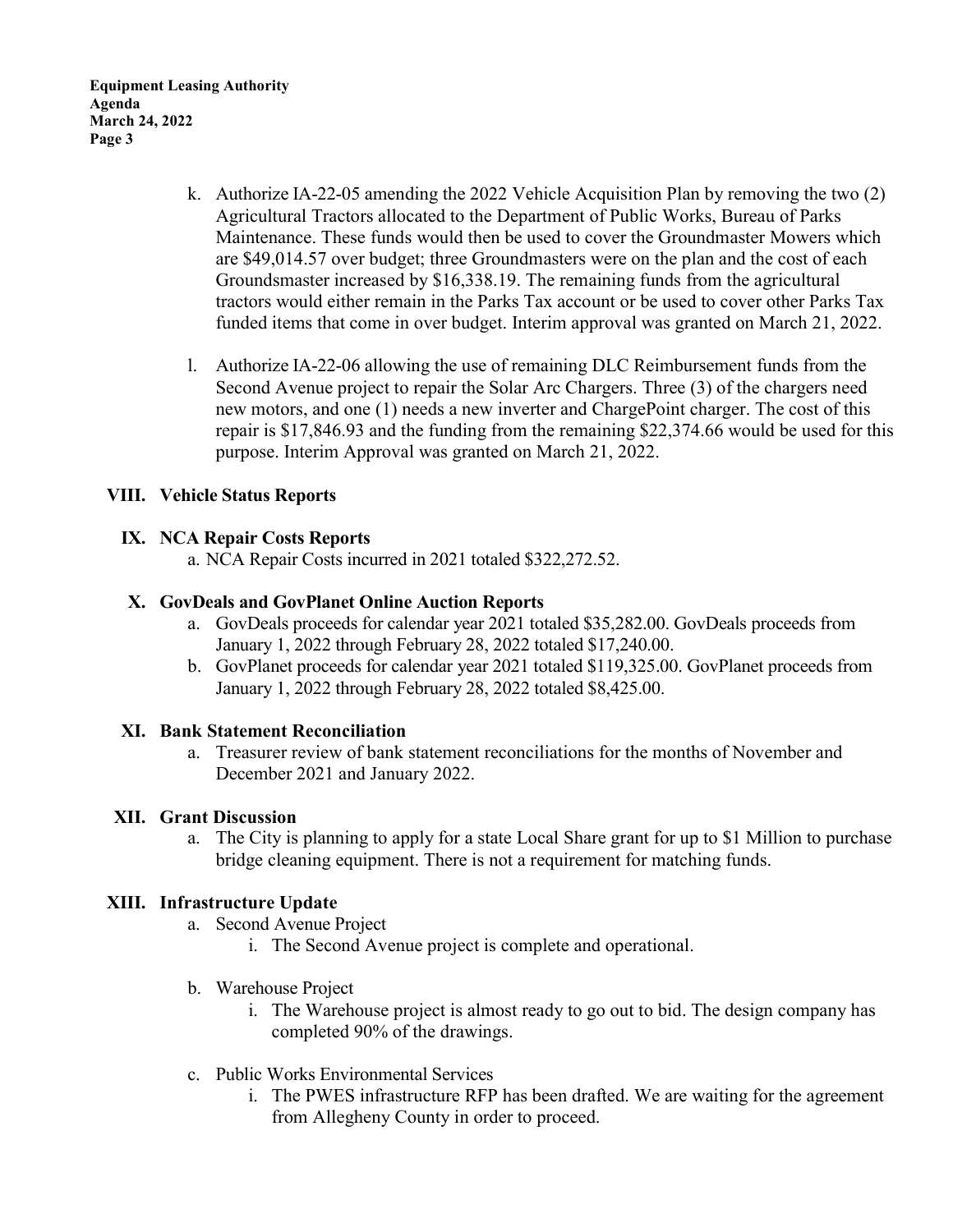k. Authorize IA-22-05 amending the 2022 Vehicle Acquisition Plan by removing the two (2) Agricultural Tractors allocated to the Department of Public Works, Bureau of Parks Maintenance. These funds would then be used to cover the Groundmaster Mowers which are $49,014.57 over budget; three Groundmasters were on the plan and the cost of each Groundsmaster increased by $16,338.19. The remaining funds from the agricultural tractors would either remain in the Parks Tax account or be used to cover other Parks Tax funded items that come in over budget. Interim approval was granted on March 21, 2022.

l. Authorize IA-22-06 allowing the use of remaining DLC Reimbursement funds from the Second Avenue project to repair the Solar Arc Chargers. Three (3) of the chargers need new motors, and one (1) needs a new inverter and ChargePoint charger. The cost of this repair is $17,846.93 and the funding from the remaining $22,374.66 would be used for this purpose. Interim Approval was granted on March 21, 2022.

## VIII. Vehicle Status Reports

## IX. NCA Repair Costs Reports

a. NCA Repair Costs incurred in 2021 totaled $322,272.52.

## X. GovDeals and GovPlanet Online Auction Reports

a. GovDeals proceeds for calendar year 2021 totaled $35,282.00. GovDeals proceeds from January 1, 2022 through February 28, 2022 totaled $17,240.00.
b. GovPlanet proceeds for calendar year 2021 totaled $119,325.00. GovPlanet proceeds from January 1, 2022 through February 28, 2022 totaled $8,425.00.

## XI. Bank Statement Reconciliation

a. Treasurer review of bank statement reconciliations for the months of November and December 2021 and January 2022.

## XII. Grant Discussion

a. The City is planning to apply for a state Local Share grant for up to $1 Million to purchase bridge cleaning equipment. There is not a requirement for matching funds.

## XIII. Infrastructure Update

a. Second Avenue Project
   i. The Second Avenue project is complete and operational.

b. Warehouse Project
   i. The Warehouse project is almost ready to go out to bid. The design company has completed 90% of the drawings.

c. Public Works Environmental Services
   i. The PWES infrastructure RFP has been drafted. We are waiting for the agreement from Allegheny County in order to proceed.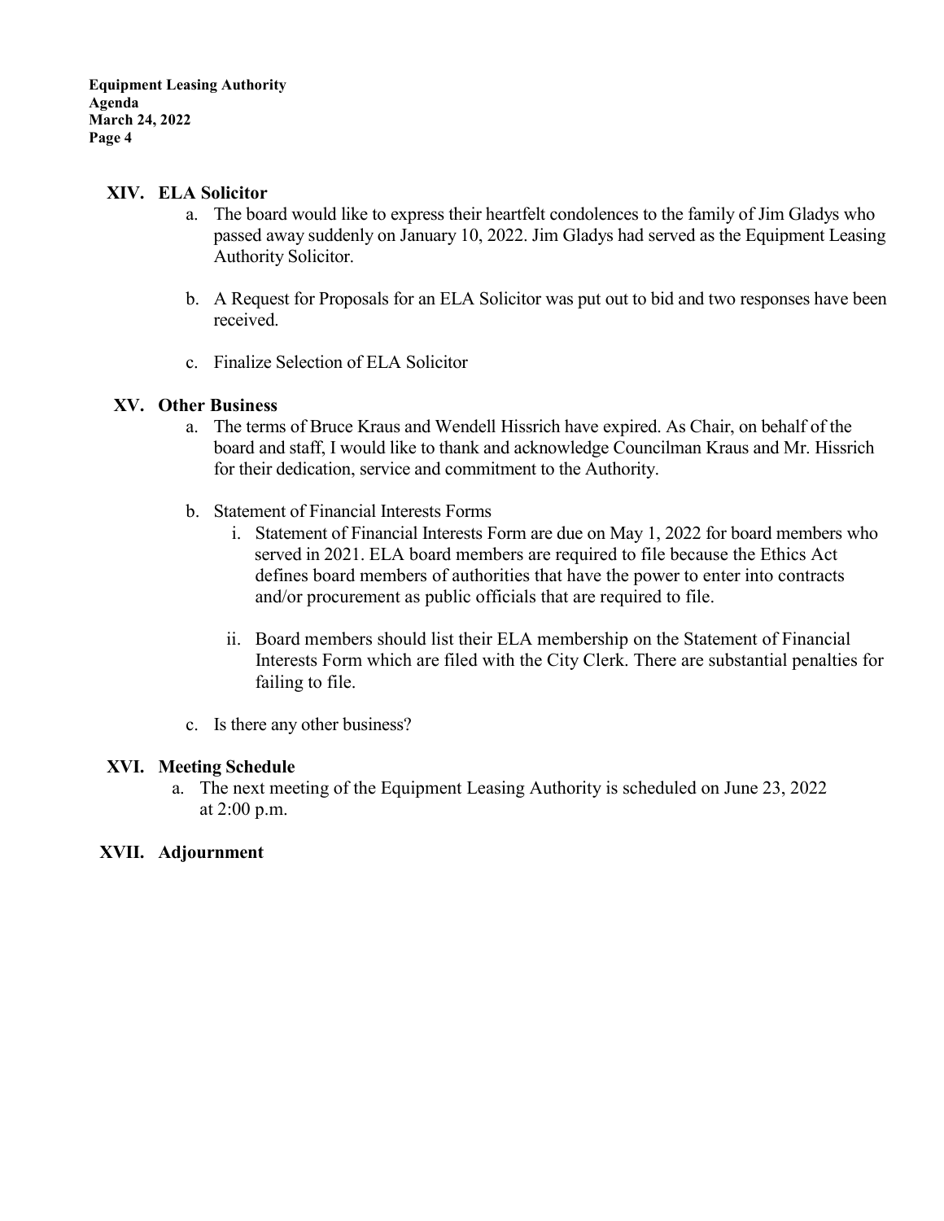## XIV. ELA Solicitor

a. The board would like to express their heartfelt condolences to the family of Jim Gladys who passed away suddenly on January 10, 2022. Jim Gladys had served as the Equipment Leasing Authority Solicitor.

b. A Request for Proposals for an ELA Solicitor was put out to bid and two responses have been received.

c. Finalize Selection of ELA Solicitor

## XV. Other Business

a. The terms of Bruce Kraus and Wendell Hissrich have expired. As Chair, on behalf of the board and staff, I would like to thank and acknowledge Councilman Kraus and Mr. Hissrich for their dedication, service and commitment to the Authority.

b. Statement of Financial Interests Forms

   i. Statement of Financial Interests Form are due on May 1, 2022 for board members who served in 2021. ELA board members are required to file because the Ethics Act defines board members of authorities that have the power to enter into contracts and/or procurement as public officials that are required to file.

   ii. Board members should list their ELA membership on the Statement of Financial Interests Form which are filed with the City Clerk. There are substantial penalties for failing to file.

c. Is there any other business?

## XVI. Meeting Schedule

a. The next meeting of the Equipment Leasing Authority is scheduled on June 23, 2022 at 2:00 p.m.

## XVII. Adjournment